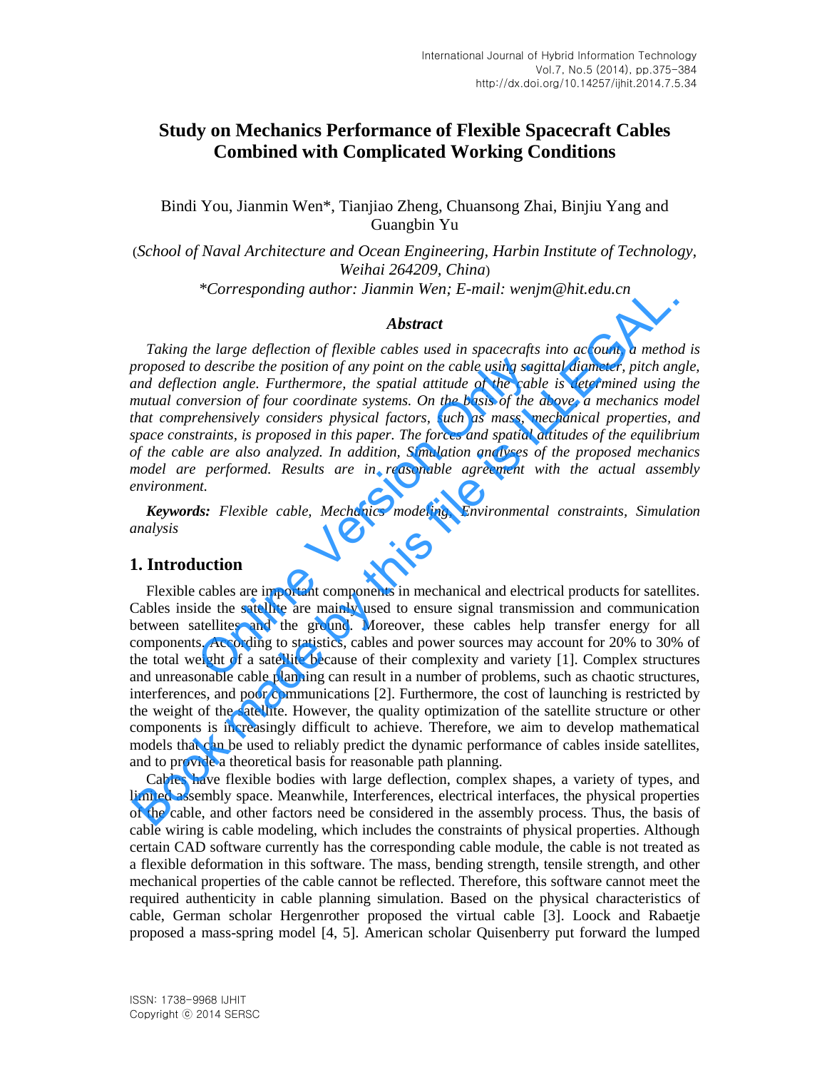# Study on Mechanics Performance of Flexible Spacecraft Cables Combined with Complicated Working Conditions

Bindi You, Jianmin Wen*, Tianjiao Zheng, Chuansong Zhai, Binjiu Yang and Guangbin Yu

(*School of Naval Architecture and Ocean Engineering, Harbin Institute of Technology, Weihai 264209, China*)

*\*Corresponding author: Jianmin Wen; E-mail: wenjm@hit.edu.cn*

### *Abstract*

*Taking the large deflection of flexible cables used in spacecrafts into account, a method is proposed to describe the position of any point on the cable using sagittal diameter, pitch angle, and deflection angle. Furthermore, the spatial attitude of the cable is determined using the mutual conversion of four coordinate systems. On the basis of the above, a mechanics model that comprehensively considers physical factors, such as mass, mechanical properties, and space constraints, is proposed in this paper. The forces and spatial attitudes of the equilibrium of the cable are also analyzed. In addition, Simulation analyses of the proposed mechanics model are performed. Results are in reasonable agreement with the actual assembly environment.*

***Keywords:** Flexible cable, Mechanics modeling, Environmental constraints, Simulation analysis*

## 1. Introduction

Flexible cables are important components in mechanical and electrical products for satellites. Cables inside the satellite are mainly used to ensure signal transmission and communication between satellites and the ground. Moreover, these cables help transfer energy for all components. According to statistics, cables and power sources may account for 20% to 30% of the total weight of a satellite because of their complexity and variety [1]. Complex structures and unreasonable cable planning can result in a number of problems, such as chaotic structures, interferences, and poor communications [2]. Furthermore, the cost of launching is restricted by the weight of the satellite. However, the quality optimization of the satellite structure or other components is increasingly difficult to achieve. Therefore, we aim to develop mathematical models that can be used to reliably predict the dynamic performance of cables inside satellites, and to provide a theoretical basis for reasonable path planning.

Cables have flexible bodies with large deflection, complex shapes, a variety of types, and limited assembly space. Meanwhile, Interferences, electrical interfaces, the physical properties of the cable, and other factors need be considered in the assembly process. Thus, the basis of cable wiring is cable modeling, which includes the constraints of physical properties. Although certain CAD software currently has the corresponding cable module, the cable is not treated as a flexible deformation in this software. The mass, bending strength, tensile strength, and other mechanical properties of the cable cannot be reflected. Therefore, this software cannot meet the required authenticity in cable planning simulation. Based on the physical characteristics of cable, German scholar Hergenrother proposed the virtual cable [3]. Loock and Rabaetje proposed a mass-spring model [4, 5]. American scholar Quisenberry put forward the lumped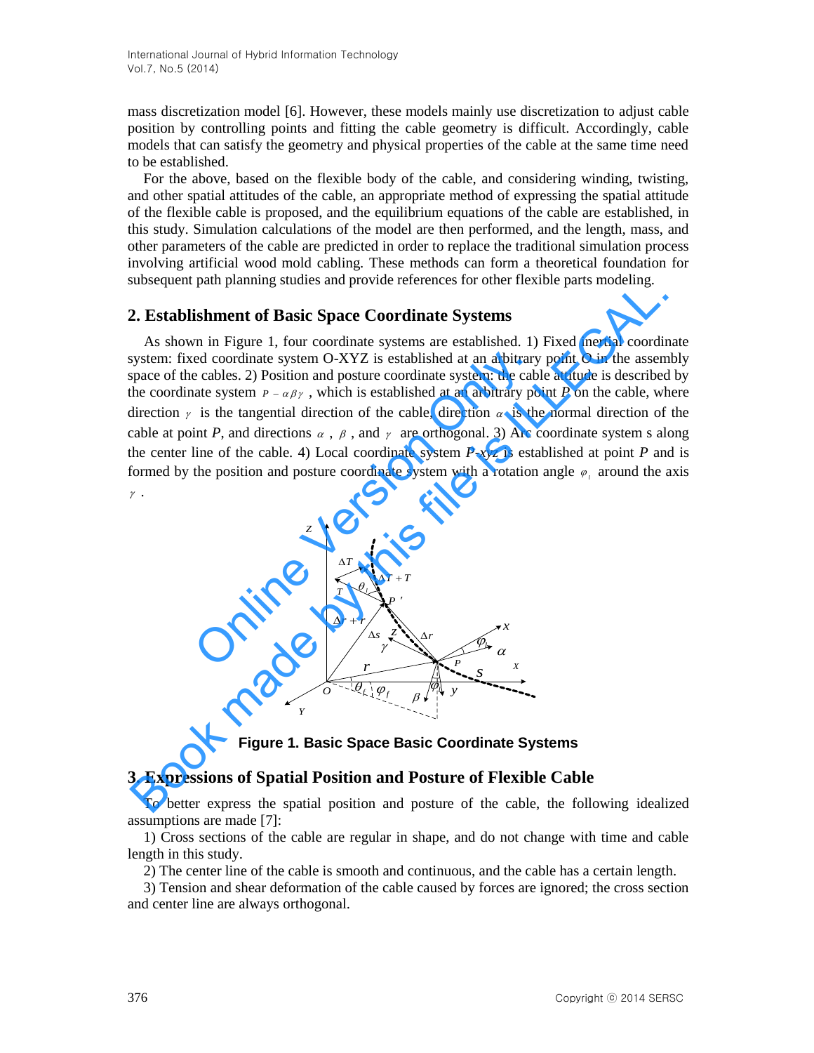mass discretization model [6]. However, these models mainly use discretization to adjust cable position by controlling points and fitting the cable geometry is difficult. Accordingly, cable models that can satisfy the geometry and physical properties of the cable at the same time need to be established.

For the above, based on the flexible body of the cable, and considering winding, twisting, and other spatial attitudes of the cable, an appropriate method of expressing the spatial attitude of the flexible cable is proposed, and the equilibrium equations of the cable are established, in this study. Simulation calculations of the model are then performed, and the length, mass, and other parameters of the cable are predicted in order to replace the traditional simulation process involving artificial wood mold cabling. These methods can form a theoretical foundation for subsequent path planning studies and provide references for other flexible parts modeling.

## 2. Establishment of Basic Space Coordinate Systems

As shown in Figure 1, four coordinate systems are established. 1) Fixed inertial coordinate system: fixed coordinate system O-XYZ is established at an arbitrary point O in the assembly space of the cables. 2) Position and posture coordinate system: the cable attitude is described by the coordinate system $P-\alpha\beta\gamma$, which is established at an arbitrary point *P* on the cable, where direction $\gamma$ is the tangential direction of the cable, direction $\alpha$ is the normal direction of the cable at point *P*, and directions $\alpha$, $\beta$, and $\gamma$ are orthogonal. 3) Arc coordinate system s along the center line of the cable. 4) Local coordinate system *P-xyz* is established at point *P* and is formed by the position and posture coordinate system with a rotation angle $\varphi_t$ around the axis $\gamma$.

**Figure 1. Basic Space Basic Coordinate Systems**

## 3. Expressions of Spatial Position and Posture of Flexible Cable

To better express the spatial position and posture of the cable, the following idealized assumptions are made [7]:

1) Cross sections of the cable are regular in shape, and do not change with time and cable length in this study.

2) The center line of the cable is smooth and continuous, and the cable has a certain length.

3) Tension and shear deformation of the cable caused by forces are ignored; the cross section and center line are always orthogonal.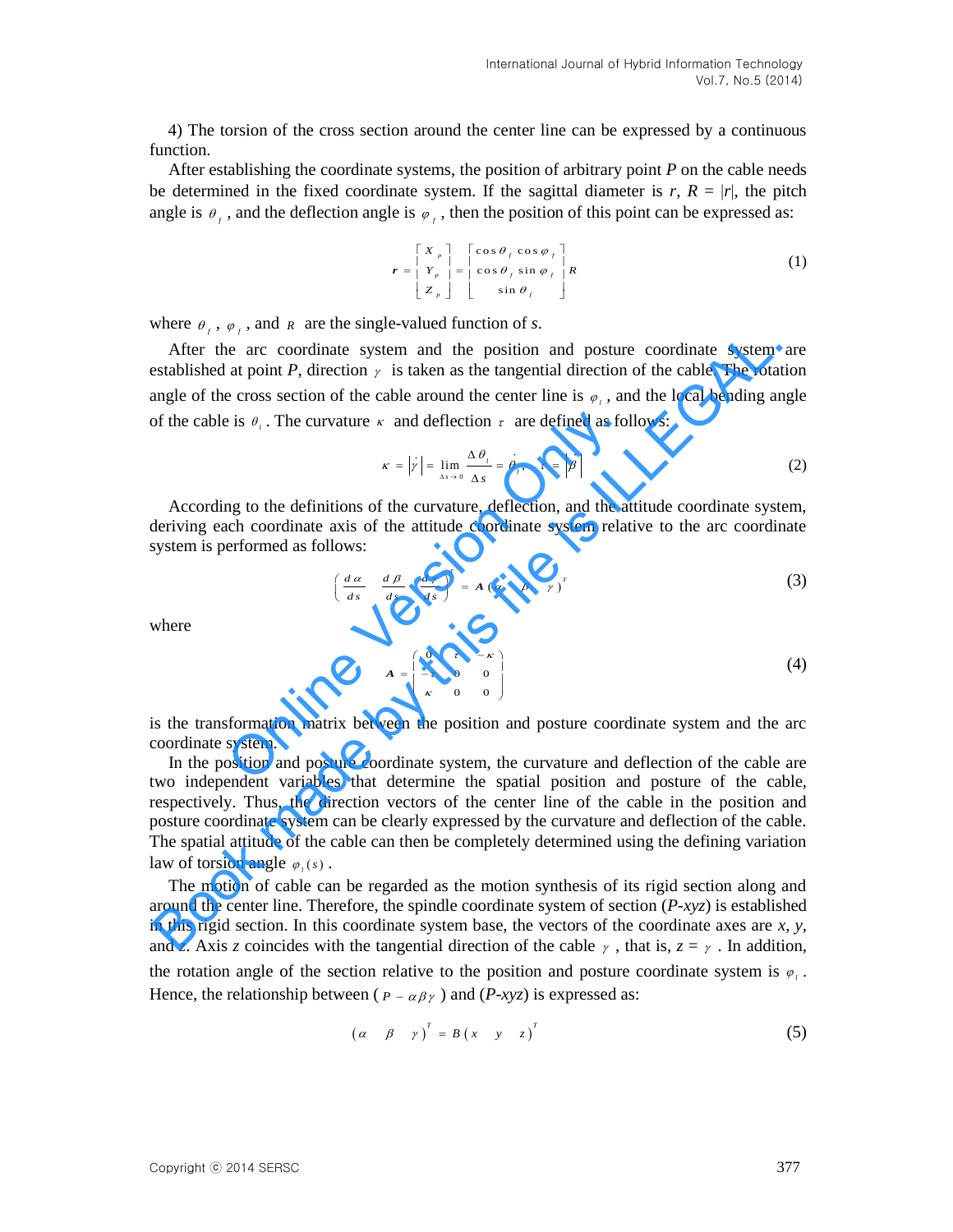4) The torsion of the cross section around the center line can be expressed by a continuous function.

After establishing the coordinate systems, the position of arbitrary point *P* on the cable needs be determined in the fixed coordinate system. If the sagittal diameter is *r*, *R* = |*r*|, the pitch angle is $\theta_f$, and the deflection angle is $\varphi_f$, then the position of this point can be expressed as:

$$\boldsymbol{r} = \begin{bmatrix} X_p \\ Y_p \\ Z_p \end{bmatrix} = \begin{bmatrix} \cos\theta_f \cos\varphi_f \\ \cos\theta_f \sin\varphi_f \\ \sin\theta_f \end{bmatrix} R \tag{1}$$

where $\theta_f$, $\varphi_f$, and $R$ are the single-valued function of *s*.

After the arc coordinate system and the position and posture coordinate system are established at point *P*, direction $\gamma$ is taken as the tangential direction of the cable. The rotation angle of the cross section of the cable around the center line is $\varphi_t$, and the local bending angle of the cable is $\theta_t$. The curvature $\kappa$ and deflection $\tau$ are defined as follows:

$$\kappa = \left|\dot{\gamma}\right| = \lim_{\Delta s \to 0} \frac{\Delta\theta_t}{\Delta s} = \dot{\theta}_t, \quad \tau = \left|\dot{\beta}\right| \tag{2}$$

According to the definitions of the curvature, deflection, and the attitude coordinate system, deriving each coordinate axis of the attitude coordinate system relative to the arc coordinate system is performed as follows:

$$\begin{pmatrix} \dfrac{d\alpha}{ds} & \dfrac{d\beta}{ds} & \dfrac{d\gamma}{ds} \end{pmatrix}^T = \boldsymbol{A}\begin{pmatrix} \alpha & \beta & \gamma \end{pmatrix}^T \tag{3}$$

where

$$\boldsymbol{A} = \begin{pmatrix} 0 & \tau & -\kappa \\ -\tau & 0 & 0 \\ \kappa & 0 & 0 \end{pmatrix} \tag{4}$$

is the transformation matrix between the position and posture coordinate system and the arc coordinate system.

In the position and posture coordinate system, the curvature and deflection of the cable are two independent variables that determine the spatial position and posture of the cable, respectively. Thus, the direction vectors of the center line of the cable in the position and posture coordinate system can be clearly expressed by the curvature and deflection of the cable. The spatial attitude of the cable can then be completely determined using the defining variation law of torsion angle $\varphi_t(s)$.

The motion of cable can be regarded as the motion synthesis of its rigid section along and around the center line. Therefore, the spindle coordinate system of section (*P*-*xyz*) is established in this rigid section. In this coordinate system base, the vectors of the coordinate axes are *x*, *y*, and *z*. Axis *z* coincides with the tangential direction of the cable $\gamma$, that is, *z* = $\gamma$. In addition, the rotation angle of the section relative to the position and posture coordinate system is $\varphi_t$. Hence, the relationship between ($P-\alpha\beta\gamma$) and (*P*-*xyz*) is expressed as:

$$\begin{pmatrix} \alpha & \beta & \gamma \end{pmatrix}^T = B\begin{pmatrix} x & y & z \end{pmatrix}^T \tag{5}$$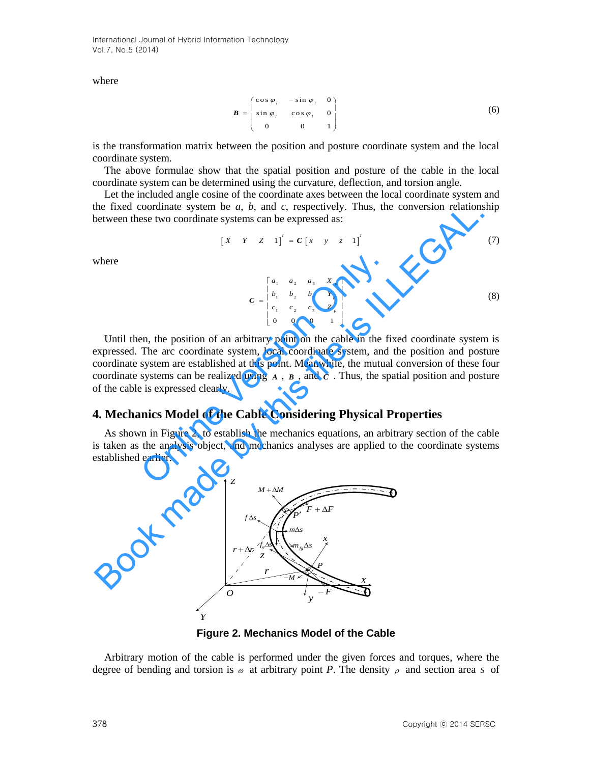where

$$
\boldsymbol{B}=\begin{pmatrix}\cos\varphi_{l} & -\sin\varphi_{l} & 0\\ \sin\varphi_{l} & \cos\varphi_{l} & 0\\ 0 & 0 & 1\end{pmatrix} \tag{6}
$$

is the transformation matrix between the position and posture coordinate system and the local coordinate system.

The above formulae show that the spatial position and posture of the cable in the local coordinate system can be determined using the curvature, deflection, and torsion angle.

Let the included angle cosine of the coordinate axes between the local coordinate system and the fixed coordinate system be *a*, *b*, and *c*, respectively. Thus, the conversion relationship between these two coordinate systems can be expressed as:

$$
\begin{bmatrix} X & Y & Z & 1 \end{bmatrix}^{T} = \boldsymbol{C}\begin{bmatrix} x & y & z & 1 \end{bmatrix}^{T} \tag{7}
$$

where

$$
\boldsymbol{C}=\begin{bmatrix} a_1 & a_2 & a_3 & X_p \\ b_1 & b_2 & b_3 & Y_p \\ c_1 & c_2 & c_3 & Z_p \\ 0 & 0 & 0 & 1 \end{bmatrix} \tag{8}
$$

Until then, the position of an arbitrary point on the cable in the fixed coordinate system is expressed. The arc coordinate system, local coordinate system, and the position and posture coordinate system are established at this point. Meanwhile, the mutual conversion of these four coordinate systems can be realized using $\boldsymbol{A}$, $\boldsymbol{B}$, and $\boldsymbol{C}$. Thus, the spatial position and posture of the cable is expressed clearly.

## 4. Mechanics Model of the Cable Considering Physical Properties

As shown in Figure 2, to establish the mechanics equations, an arbitrary section of the cable is taken as the analysis object, and mechanics analyses are applied to the coordinate systems established earlier.

**Figure 2. Mechanics Model of the Cable**

Arbitrary motion of the cable is performed under the given forces and torques, where the degree of bending and torsion is $\omega$ at arbitrary point *P*. The density $\rho$ and section area $s$ of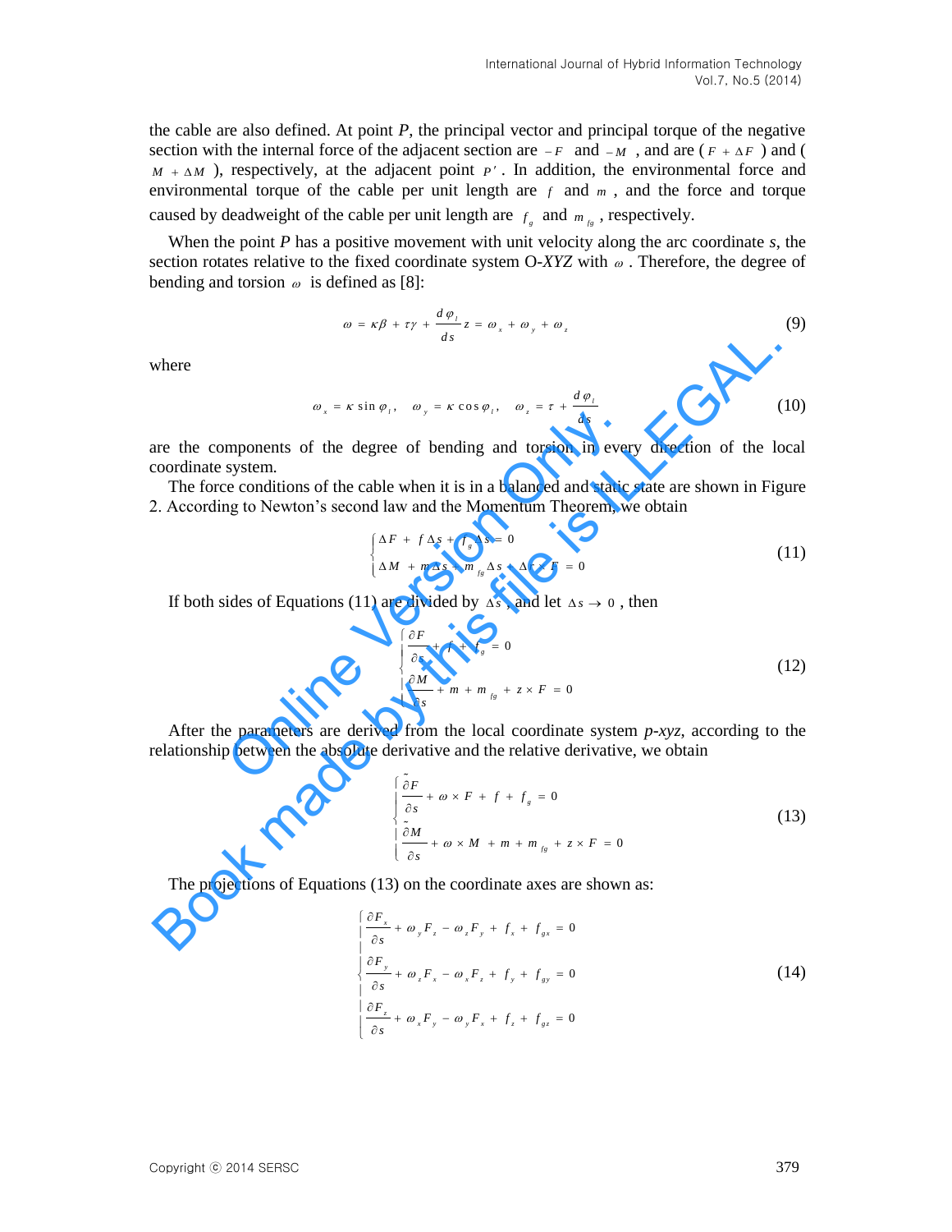the cable are also defined. At point *P*, the principal vector and principal torque of the negative section with the internal force of the adjacent section are $-F$ and $-M$, and are ($F + \Delta F$) and ($M + \Delta M$), respectively, at the adjacent point $P'$. In addition, the environmental force and environmental torque of the cable per unit length are $f$ and $m$, and the force and torque caused by deadweight of the cable per unit length are $f_g$ and $m_{fg}$, respectively.

When the point *P* has a positive movement with unit velocity along the arc coordinate *s*, the section rotates relative to the fixed coordinate system O-*XYZ* with $\omega$. Therefore, the degree of bending and torsion $\omega$ is defined as [8]:

$$\omega = \kappa\beta + \tau\gamma + \frac{d\varphi_l}{ds} z = \omega_x + \omega_y + \omega_z \tag{9}$$

where

$$\omega_x = \kappa \sin\varphi_l, \quad \omega_y = \kappa\cos\varphi_l, \quad \omega_z = \tau + \frac{d\varphi_l}{ds} \tag{10}$$

are the components of the degree of bending and torsion in every direction of the local coordinate system.

The force conditions of the cable when it is in a balanced and static state are shown in Figure 2. According to Newton's second law and the Momentum Theorem, we obtain

$$\begin{cases} \Delta F + f\Delta s + f_g \Delta s = 0 \\ \Delta M + m\Delta s + m_{fg}\Delta s + \Delta r \times F = 0 \end{cases} \tag{11}$$

If both sides of Equations (11) are divided by $\Delta s$, and let $\Delta s \to 0$, then

$$\begin{cases} \dfrac{\partial F}{\partial s} + f + f_g = 0 \\ \dfrac{\partial M}{\partial s} + m + m_{fg} + z \times F = 0 \end{cases} \tag{12}$$

After the parameters are derived from the local coordinate system *p-xyz*, according to the relationship between the absolute derivative and the relative derivative, we obtain

$$\begin{cases} \dfrac{\tilde{\partial} F}{\partial s} + \omega \times F + f + f_g = 0 \\ \dfrac{\tilde{\partial} M}{\partial s} + \omega \times M + m + m_{fg} + z \times F = 0 \end{cases} \tag{13}$$

The projections of Equations (13) on the coordinate axes are shown as:

$$\begin{cases} \dfrac{\partial F_x}{\partial s} + \omega_y F_z - \omega_z F_y + f_x + f_{gx} = 0 \\ \dfrac{\partial F_y}{\partial s} + \omega_z F_x - \omega_x F_z + f_y + f_{gy} = 0 \\ \dfrac{\partial F_z}{\partial s} + \omega_x F_y - \omega_y F_x + f_z + f_{gz} = 0 \end{cases} \tag{14}$$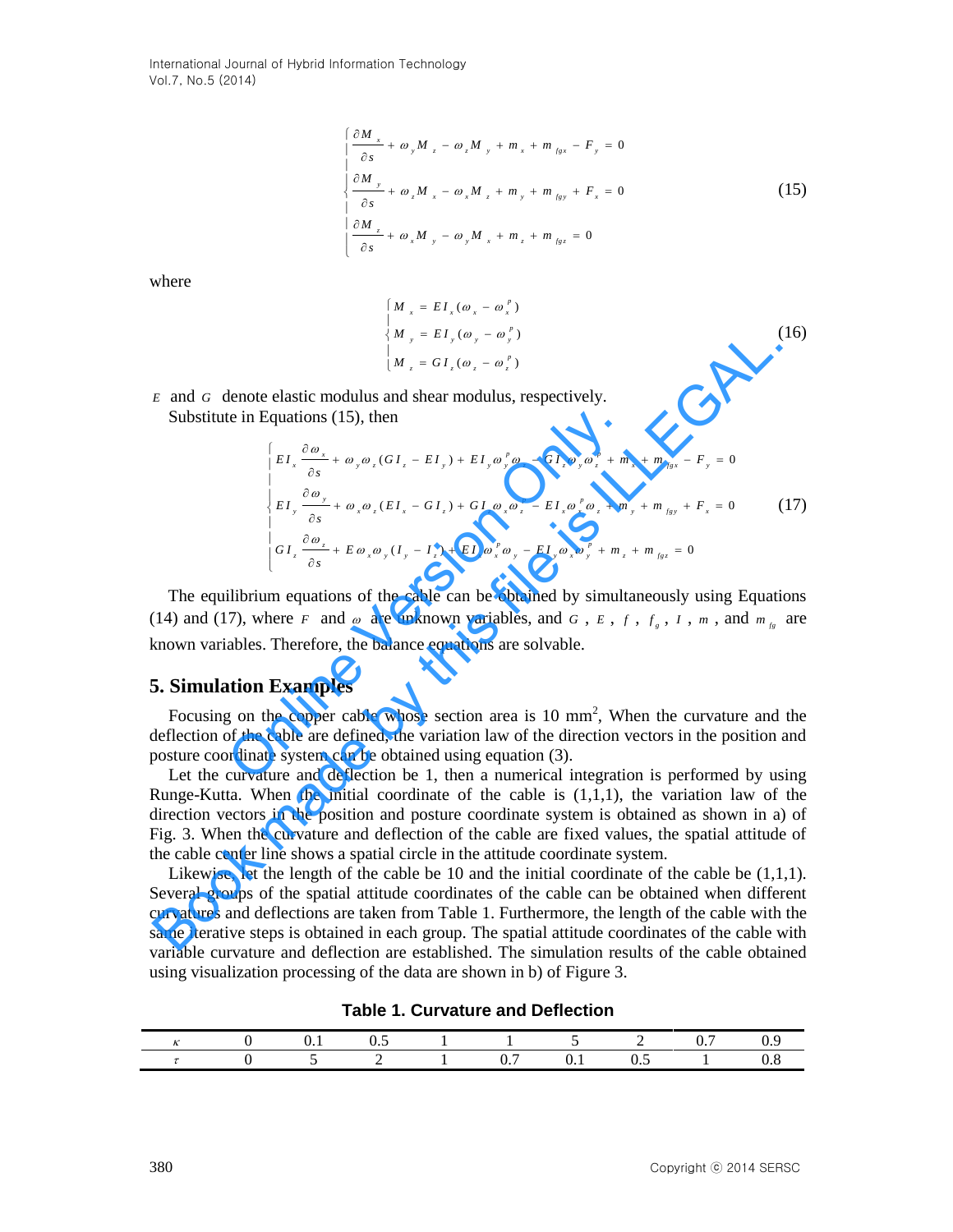$$
\begin{cases}
\frac{\partial M_x}{\partial s} + \omega_y M_z - \omega_z M_y + m_x + m_{fgx} - F_y = 0 \\
\frac{\partial M_y}{\partial s} + \omega_z M_x - \omega_x M_z + m_y + m_{fgy} + F_x = 0 \\
\frac{\partial M_z}{\partial s} + \omega_x M_y - \omega_y M_x + m_z + m_{fgz} = 0
\end{cases}
\tag{15}
$$

where

$$
\begin{cases}
M_x = EI_x(\omega_x - \omega_x^p) \\
M_y = EI_y(\omega_y - \omega_y^p) \\
M_z = GI_z(\omega_z - \omega_z^p)
\end{cases}
\tag{16}
$$

$E$ and $G$ denote elastic modulus and shear modulus, respectively.

Substitute in Equations (15), then

$$
\begin{cases}
EI_x \frac{\partial \omega_x}{\partial s} + \omega_y \omega_z (GI_z - EI_y) + EI_y \omega_y^p \omega_z - GI_z \omega_y \omega_z^p + m_x + m_{fgx} - F_y = 0 \\
EI_y \frac{\partial \omega_y}{\partial s} + \omega_x \omega_z (EI_x - GI_z) + GI_z \omega_x \omega_z^p - EI_x \omega_x^p \omega_z + m_y + m_{fgy} + F_x = 0 \\
GI_z \frac{\partial \omega_z}{\partial s} + E\omega_x \omega_y (I_y - I_z) + EI_x \omega_x^p \omega_y - EI_y \omega_x \omega_y^p + m_z + m_{fgz} = 0
\end{cases}
\tag{17}
$$

The equilibrium equations of the cable can be obtained by simultaneously using Equations (14) and (17), where $F$ and $\omega$ are unknown variables, and $G$, $E$, $f$, $f_g$, $I$, $m$, and $m_{fg}$ are known variables. Therefore, the balance equations are solvable.

## 5. Simulation Examples

Focusing on the copper cable whose section area is 10 mm$^2$, When the curvature and the deflection of the cable are defined, the variation law of the direction vectors in the position and posture coordinate system can be obtained using equation (3).

Let the curvature and deflection be 1, then a numerical integration is performed by using Runge-Kutta. When the initial coordinate of the cable is (1,1,1), the variation law of the direction vectors in the position and posture coordinate system is obtained as shown in a) of Fig. 3. When the curvature and deflection of the cable are fixed values, the spatial attitude of the cable center line shows a spatial circle in the attitude coordinate system.

Likewise, let the length of the cable be 10 and the initial coordinate of the cable be (1,1,1). Several groups of the spatial attitude coordinates of the cable can be obtained when different curvatures and deflections are taken from Table 1. Furthermore, the length of the cable with the same iterative steps is obtained in each group. The spatial attitude coordinates of the cable with variable curvature and deflection are established. The simulation results of the cable obtained using visualization processing of the data are shown in b) of Figure 3.

**Table 1. Curvature and Deflection**

| $\kappa$ | 0 | 0.1 | 0.5 | 1 | 1 | 5 | 2 | 0.7 | 0.9 |
|---|---|---|---|---|---|---|---|---|---|
| $\tau$ | 0 | 5 | 2 | 1 | 0.7 | 0.1 | 0.5 | 1 | 0.8 |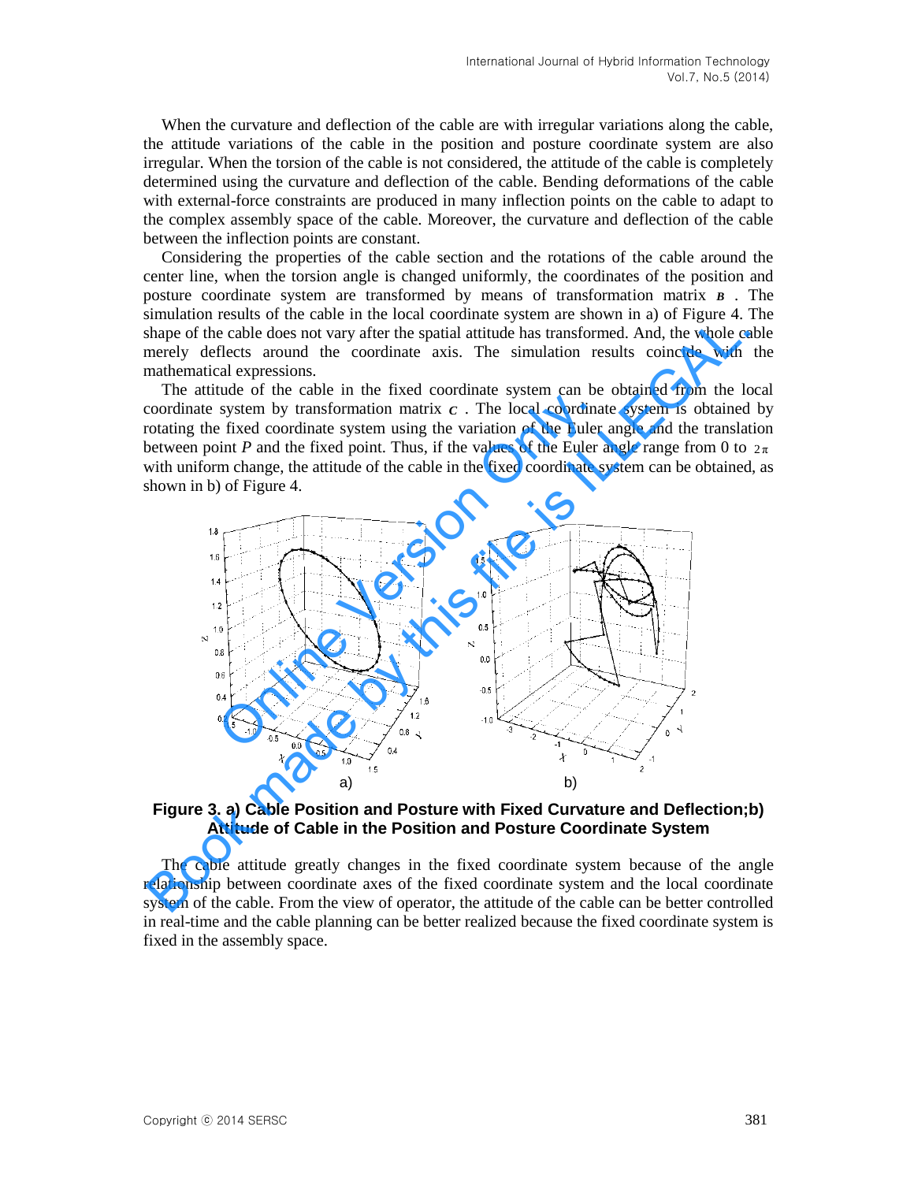When the curvature and deflection of the cable are with irregular variations along the cable, the attitude variations of the cable in the position and posture coordinate system are also irregular. When the torsion of the cable is not considered, the attitude of the cable is completely determined using the curvature and deflection of the cable. Bending deformations of the cable with external-force constraints are produced in many inflection points on the cable to adapt to the complex assembly space of the cable. Moreover, the curvature and deflection of the cable between the inflection points are constant.

Considering the properties of the cable section and the rotations of the cable around the center line, when the torsion angle is changed uniformly, the coordinates of the position and posture coordinate system are transformed by means of transformation matrix $\boldsymbol{B}$. The simulation results of the cable in the local coordinate system are shown in a) of Figure 4. The shape of the cable does not vary after the spatial attitude has transformed. And, the whole cable merely deflects around the coordinate axis. The simulation results coincide with the mathematical expressions.

The attitude of the cable in the fixed coordinate system can be obtained from the local coordinate system by transformation matrix $\boldsymbol{C}$. The local coordinate system is obtained by rotating the fixed coordinate system using the variation of the Euler angle and the translation between point *P* and the fixed point. Thus, if the values of the Euler angle range from 0 to $2\pi$ with uniform change, the attitude of the cable in the fixed coordinate system can be obtained, as shown in b) of Figure 4.

**Figure 3. a) Cable Position and Posture with Fixed Curvature and Deflection;b) Attitude of Cable in the Position and Posture Coordinate System**

The cable attitude greatly changes in the fixed coordinate system because of the angle relationship between coordinate axes of the fixed coordinate system and the local coordinate system of the cable. From the view of operator, the attitude of the cable can be better controlled in real-time and the cable planning can be better realized because the fixed coordinate system is fixed in the assembly space.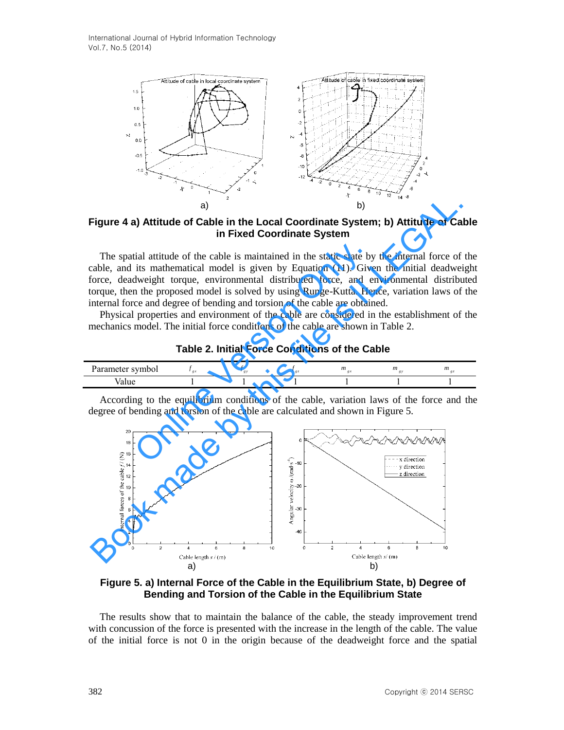Figure 4 a) Attitude of Cable in the Local Coordinate System; b) Attitude of Cable in Fixed Coordinate System

The spatial attitude of the cable is maintained in the static state by the internal force of the cable, and its mathematical model is given by Equation (11). Given the initial deadweight force, deadweight torque, environmental distributed force, and environmental distributed torque, then the proposed model is solved by using Runge-Kutta. Hence, variation laws of the internal force and degree of bending and torsion of the cable are obtained.

Physical properties and environment of the cable are considered in the establishment of the mechanics model. The initial force conditions of the cable are shown in Table 2.

**Table 2. Initial Force Conditions of the Cable**

| Parameter symbol | $f_{gx}$ | $f_{gy}$ | $f_{gz}$ | $m_{gx}$ | $m_{gy}$ | $m_{gz}$ |
|---|---|---|---|---|---|---|
| Value | 1 | 1 | 1 | 1 | 1 | 1 |

According to the equilibrium conditions of the cable, variation laws of the force and the degree of bending and torsion of the cable are calculated and shown in Figure 5.

Figure 5. a) Internal Force of the Cable in the Equilibrium State, b) Degree of Bending and Torsion of the Cable in the Equilibrium State

The results show that to maintain the balance of the cable, the steady improvement trend with concussion of the force is presented with the increase in the length of the cable. The value of the initial force is not 0 in the origin because of the deadweight force and the spatial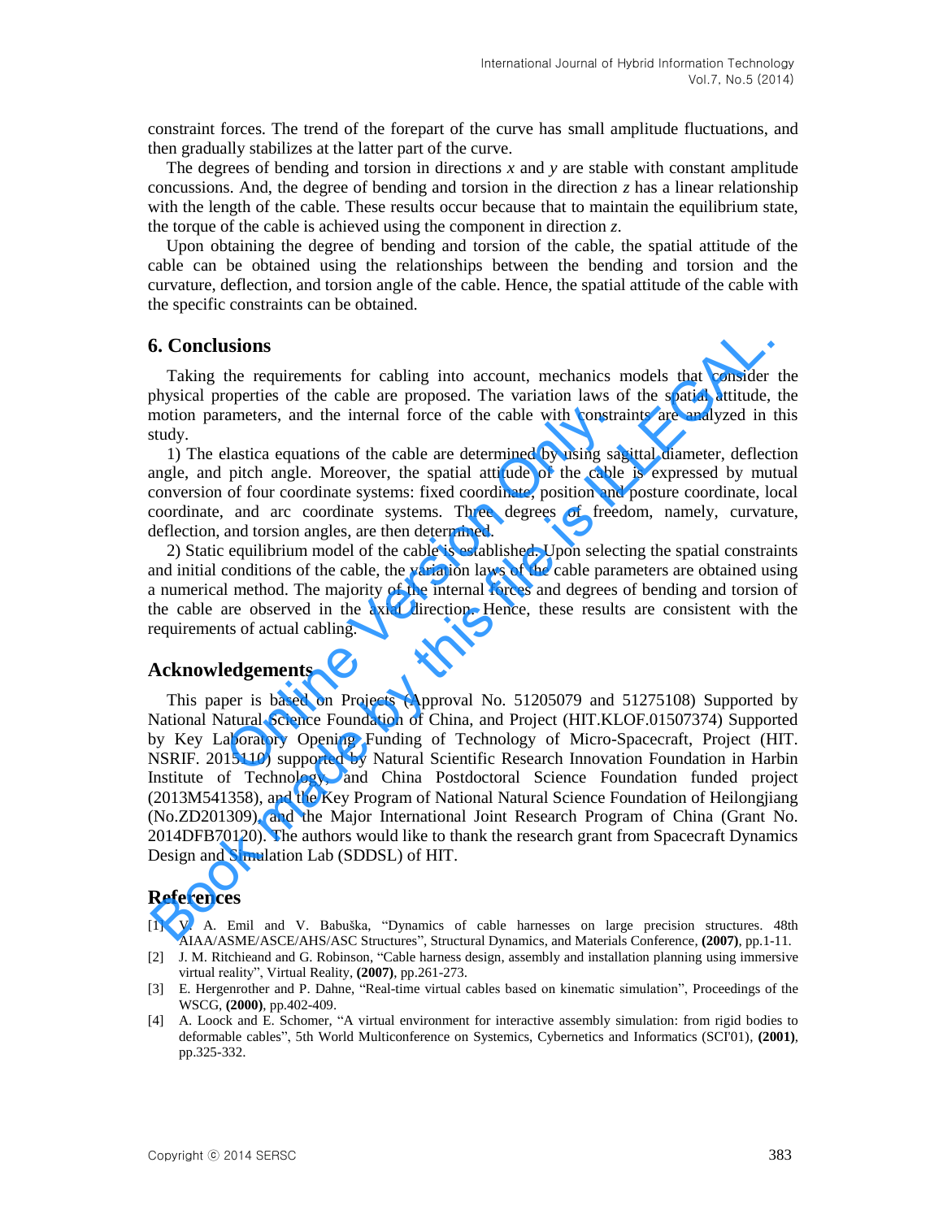constraint forces. The trend of the forepart of the curve has small amplitude fluctuations, and then gradually stabilizes at the latter part of the curve.

The degrees of bending and torsion in directions $x$ and $y$ are stable with constant amplitude concussions. And, the degree of bending and torsion in the direction $z$ has a linear relationship with the length of the cable. These results occur because that to maintain the equilibrium state, the torque of the cable is achieved using the component in direction $z$.

Upon obtaining the degree of bending and torsion of the cable, the spatial attitude of the cable can be obtained using the relationships between the bending and torsion and the curvature, deflection, and torsion angle of the cable. Hence, the spatial attitude of the cable with the specific constraints can be obtained.

## 6. Conclusions

Taking the requirements for cabling into account, mechanics models that consider the physical properties of the cable are proposed. The variation laws of the spatial attitude, the motion parameters, and the internal force of the cable with constraints are analyzed in this study.

1) The elastica equations of the cable are determined by using sagittal diameter, deflection angle, and pitch angle. Moreover, the spatial attitude of the cable is expressed by mutual conversion of four coordinate systems: fixed coordinate, position and posture coordinate, local coordinate, and arc coordinate systems. Three degrees of freedom, namely, curvature, deflection, and torsion angles, are then determined.

2) Static equilibrium model of the cable is established. Upon selecting the spatial constraints and initial conditions of the cable, the variation laws of the cable parameters are obtained using a numerical method. The majority of the internal forces and degrees of bending and torsion of the cable are observed in the axial direction. Hence, these results are consistent with the requirements of actual cabling.

## Acknowledgements

This paper is based on Projects (Approval No. 51205079 and 51275108) Supported by National Natural Science Foundation of China, and Project (HIT.KLOF.01507374) Supported by Key Laboratory Opening Funding of Technology of Micro-Spacecraft, Project (HIT. NSRIF. 2015110) supported by Natural Scientific Research Innovation Foundation in Harbin Institute of Technology, and China Postdoctoral Science Foundation funded project (2013M541358), and the Key Program of National Natural Science Foundation of Heilongjiang (No.ZD201309), and the Major International Joint Research Program of China (Grant No. 2014DFB70120). The authors would like to thank the research grant from Spacecraft Dynamics Design and Simulation Lab (SDDSL) of HIT.

## References

[1] V. A. Emil and V. Babuška, "Dynamics of cable harnesses on large precision structures. 48th AIAA/ASME/ASCE/AHS/ASC Structures", Structural Dynamics, and Materials Conference, **(2007)**, pp.1-11.

[2] J. M. Ritchieand and G. Robinson, "Cable harness design, assembly and installation planning using immersive virtual reality", Virtual Reality, **(2007)**, pp.261-273.

[3] E. Hergenrother and P. Dahne, "Real-time virtual cables based on kinematic simulation", Proceedings of the WSCG, **(2000)**, pp.402-409.

[4] A. Loock and E. Schomer, "A virtual environment for interactive assembly simulation: from rigid bodies to deformable cables", 5th World Multiconference on Systemics, Cybernetics and Informatics (SCI'01), **(2001)**, pp.325-332.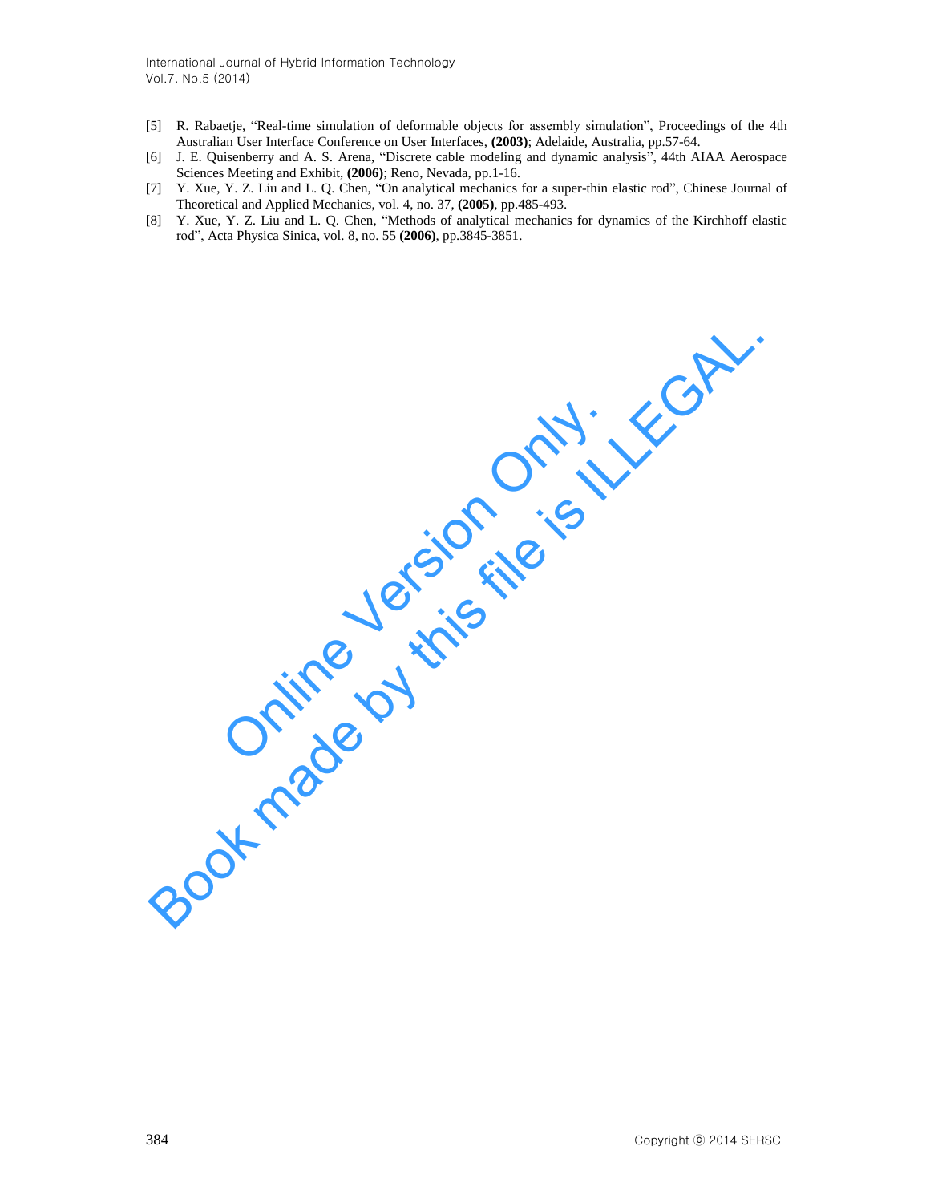[5] R. Rabaetje, "Real-time simulation of deformable objects for assembly simulation", Proceedings of the 4th Australian User Interface Conference on User Interfaces, **(2003)**; Adelaide, Australia, pp.57-64.

[6] J. E. Quisenberry and A. S. Arena, "Discrete cable modeling and dynamic analysis", 44th AIAA Aerospace Sciences Meeting and Exhibit, **(2006)**; Reno, Nevada, pp.1-16.

[7] Y. Xue, Y. Z. Liu and L. Q. Chen, "On analytical mechanics for a super-thin elastic rod", Chinese Journal of Theoretical and Applied Mechanics, vol. 4, no. 37, **(2005)**, pp.485-493.

[8] Y. Xue, Y. Z. Liu and L. Q. Chen, "Methods of analytical mechanics for dynamics of the Kirchhoff elastic rod", Acta Physica Sinica, vol. 8, no. 55 **(2006)**, pp.3845-3851.